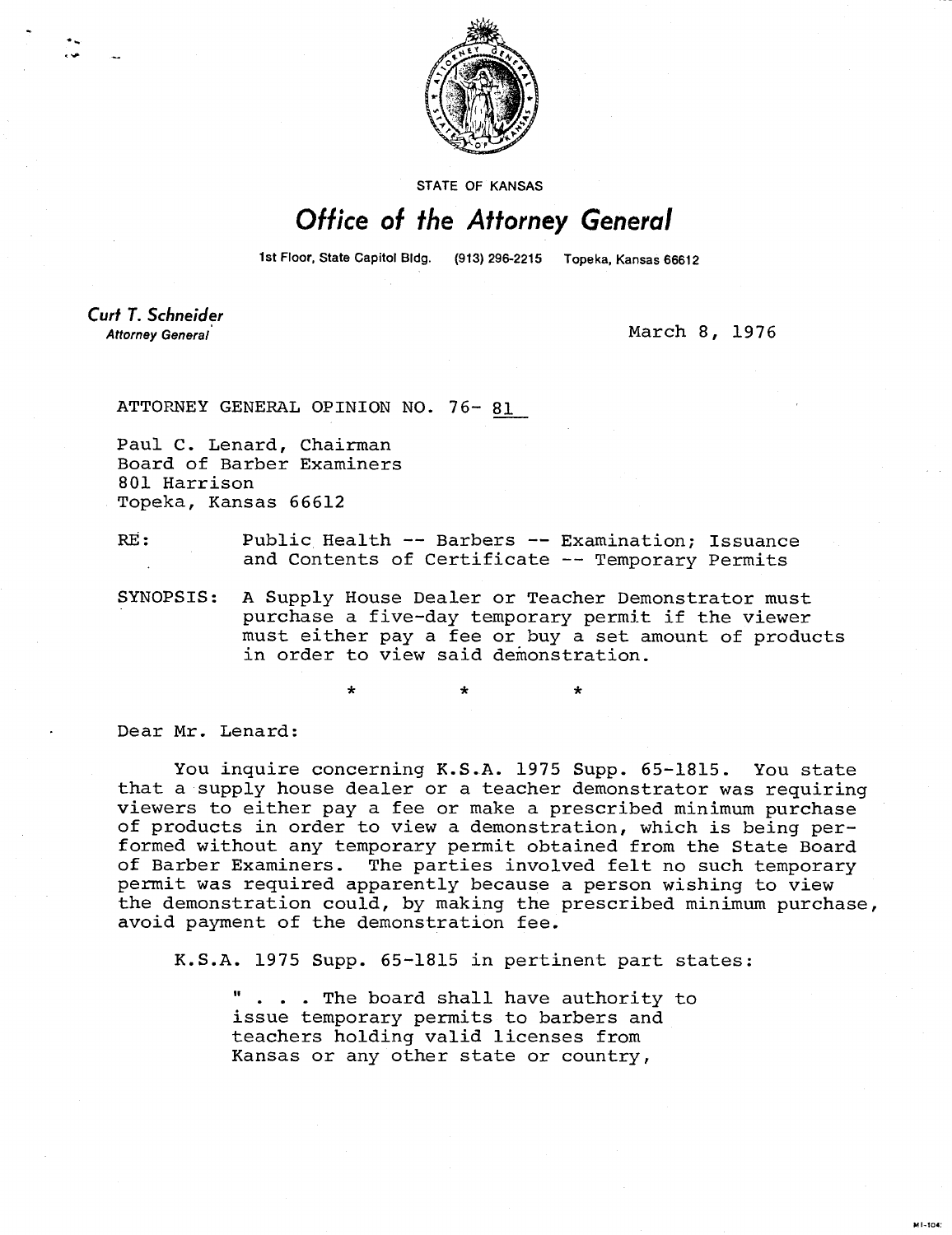STATE OF KANSAS

# Office of the Attorney General

1st Floor, State Capitol Bldg. (913) 296-2215 Topeka, Kansas 66612

**Curt T. Schneider**
*Attorney General*

March 8, 1976

ATTORNEY GENERAL OPINION NO. 76- 81

Paul C. Lenard, Chairman
Board of Barber Examiners
801 Harrison
Topeka, Kansas 66612

RE: Public Health -- Barbers -- Examination; Issuance and Contents of Certificate -- Temporary Permits

SYNOPSIS: A Supply House Dealer or Teacher Demonstrator must purchase a five-day temporary permit if the viewer must either pay a fee or buy a set amount of products in order to view said demonstration.

\*   \*   \*

Dear Mr. Lenard:

You inquire concerning K.S.A. 1975 Supp. 65-1815. You state that a supply house dealer or a teacher demonstrator was requiring viewers to either pay a fee or make a prescribed minimum purchase of products in order to view a demonstration, which is being performed without any temporary permit obtained from the State Board of Barber Examiners. The parties involved felt no such temporary permit was required apparently because a person wishing to view the demonstration could, by making the prescribed minimum purchase, avoid payment of the demonstration fee.

K.S.A. 1975 Supp. 65-1815 in pertinent part states:

> " . . . The board shall have authority to issue temporary permits to barbers and teachers holding valid licenses from Kansas or any other state or country,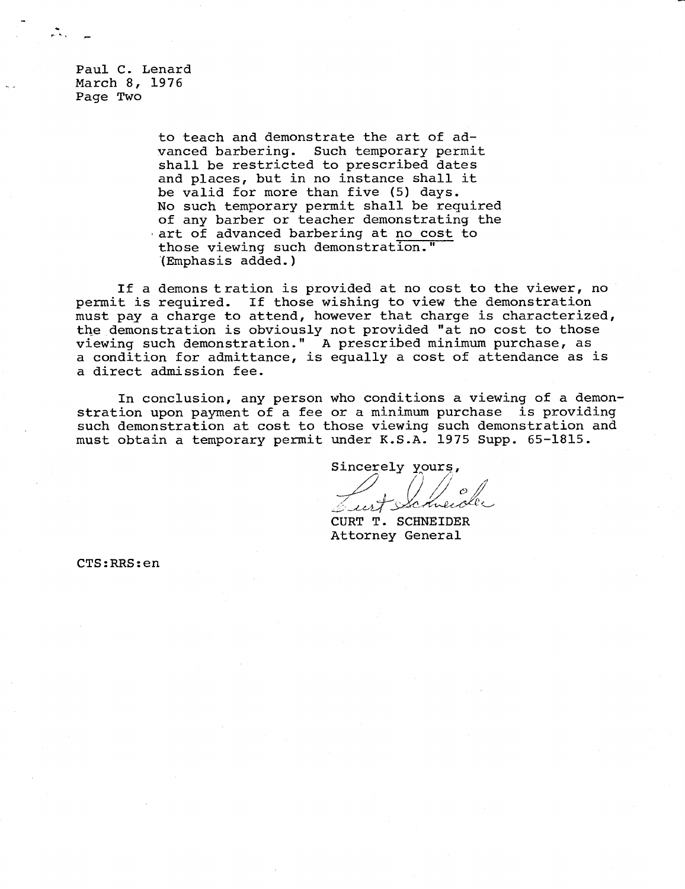Paul C. Lenard
March 8, 1976
Page Two

> to teach and demonstrate the art of advanced barbering. Such temporary permit shall be restricted to prescribed dates and places, but in no instance shall it be valid for more than five (5) days. No such temporary permit shall be required of any barber or teacher demonstrating the art of advanced barbering at <u>no cost</u> to those viewing such demonstration." (Emphasis added.)

If a demonstration is provided at no cost to the viewer, no permit is required. If those wishing to view the demonstration must pay a charge to attend, however that charge is characterized, the demonstration is obviously not provided "at no cost to those viewing such demonstration." A prescribed minimum purchase, as a condition for admittance, is equally a cost of attendance as is a direct admission fee.

In conclusion, any person who conditions a viewing of a demonstration upon payment of a fee or a minimum purchase is providing such demonstration at cost to those viewing such demonstration and must obtain a temporary permit under K.S.A. 1975 Supp. 65-1815.

Sincerely yours,

CURT T. SCHNEIDER
Attorney General

CTS:RRS:en